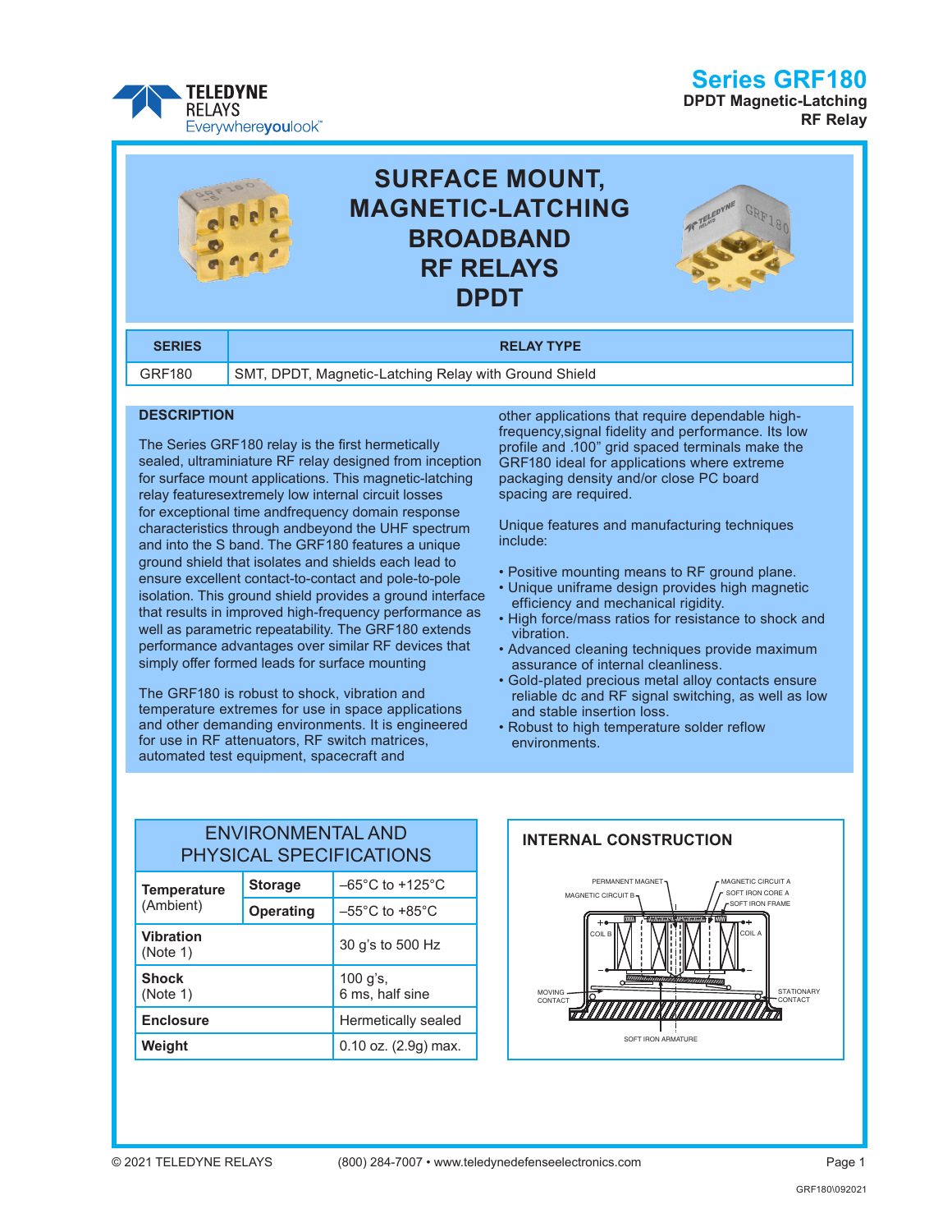# Series GRF180

**DPDT Magnetic-Latching RF Relay**

TELEDYNE RELAYS
Everywhereyoulook™

## SURFACE MOUNT, MAGNETIC-LATCHING BROADBAND RF RELAYS DPDT

| SERIES | RELAY TYPE |
|---|---|
| GRF180 | SMT, DPDT, Magnetic-Latching Relay with Ground Shield |

### DESCRIPTION

The Series GRF180 relay is the first hermetically sealed, ultraminiature RF relay designed from inception for surface mount applications. This magnetic-latching relay featuresextremely low internal circuit losses for exceptional time andfrequency domain response characteristics through andbeyond the UHF spectrum and into the S band. The GRF180 features a unique ground shield that isolates and shields each lead to ensure excellent contact-to-contact and pole-to-pole isolation. This ground shield provides a ground interface that results in improved high-frequency performance as well as parametric repeatability. The GRF180 extends performance advantages over similar RF devices that simply offer formed leads for surface mounting

The GRF180 is robust to shock, vibration and temperature extremes for use in space applications and other demanding environments. It is engineered for use in RF attenuators, RF switch matrices, automated test equipment, spacecraft and other applications that require dependable high-frequency,signal fidelity and performance. Its low profile and .100" grid spaced terminals make the GRF180 ideal for applications where extreme packaging density and/or close PC board spacing are required.

Unique features and manufacturing techniques include:

- Positive mounting means to RF ground plane.
- Unique uniframe design provides high magnetic efficiency and mechanical rigidity.
- High force/mass ratios for resistance to shock and vibration.
- Advanced cleaning techniques provide maximum assurance of internal cleanliness.
- Gold-plated precious metal alloy contacts ensure reliable dc and RF signal switching, as well as low and stable insertion loss.
- Robust to high temperature solder reflow environments.

### ENVIRONMENTAL AND PHYSICAL SPECIFICATIONS

| | | |
|---|---|---|
| **Temperature** (Ambient) | **Storage** | –65°C to +125°C |
| | **Operating** | –55°C to +85°C |
| **Vibration** (Note 1) | | 30 g's to 500 Hz |
| **Shock** (Note 1) | | 100 g's, 6 ms, half sine |
| **Enclosure** | | Hermetically sealed |
| **Weight** | | 0.10 oz. (2.9g) max. |

### INTERNAL CONSTRUCTION

PERMANENT MAGNET, MAGNETIC CIRCUIT A, MAGNETIC CIRCUIT B, SOFT IRON CORE A, SOFT IRON FRAME, COIL B, COIL A, MOVING CONTACT, STATIONARY CONTACT, SOFT IRON ARMATURE

© 2021 TELEDYNE RELAYS (800) 284-7007 • www.teledynedefenseelectronics.com

GRF180\092021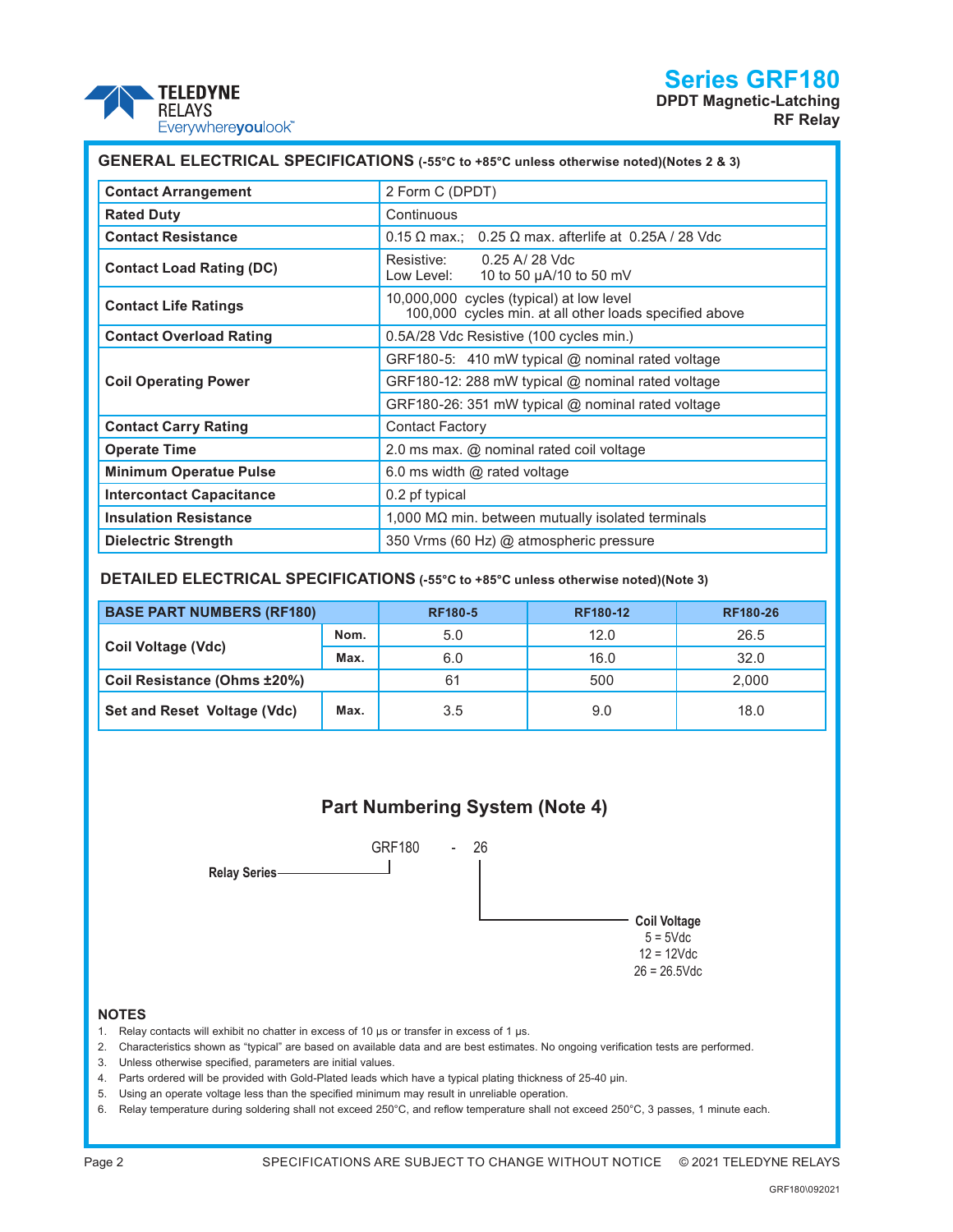# Series GRF180

**DPDT Magnetic-Latching RF Relay**

## GENERAL ELECTRICAL SPECIFICATIONS (-55°C to +85°C unless otherwise noted)(Notes 2 & 3)

| | |
|---|---|
| **Contact Arrangement** | 2 Form C (DPDT) |
| **Rated Duty** | Continuous |
| **Contact Resistance** | 0.15 Ω max.; 0.25 Ω max. afterlife at 0.25A / 28 Vdc |
| **Contact Load Rating (DC)** | Resistive: 0.25 A/ 28 Vdc<br>Low Level: 10 to 50 µA/10 to 50 mV |
| **Contact Life Ratings** | 10,000,000 cycles (typical) at low level<br>100,000 cycles min. at all other loads specified above |
| **Contact Overload Rating** | 0.5A/28 Vdc Resistive (100 cycles min.) |
| **Coil Operating Power** | GRF180-5: 410 mW typical @ nominal rated voltage |
| | GRF180-12: 288 mW typical @ nominal rated voltage |
| | GRF180-26: 351 mW typical @ nominal rated voltage |
| **Contact Carry Rating** | Contact Factory |
| **Operate Time** | 2.0 ms max. @ nominal rated coil voltage |
| **Minimum Operatue Pulse** | 6.0 ms width @ rated voltage |
| **Intercontact Capacitance** | 0.2 pf typical |
| **Insulation Resistance** | 1,000 MΩ min. between mutually isolated terminals |
| **Dielectric Strength** | 350 Vrms (60 Hz) @ atmospheric pressure |

## DETAILED ELECTRICAL SPECIFICATIONS (-55°C to +85°C unless otherwise noted)(Note 3)

| BASE PART NUMBERS (RF180) | | RF180-5 | RF180-12 | RF180-26 |
|---|---|---|---|---|
| Coil Voltage (Vdc) | Nom. | 5.0 | 12.0 | 26.5 |
| | Max. | 6.0 | 16.0 | 32.0 |
| Coil Resistance (Ohms ±20%) | | 61 | 500 | 2,000 |
| Set and Reset Voltage (Vdc) | Max. | 3.5 | 9.0 | 18.0 |

## Part Numbering System (Note 4)

GRF180 - 26

- **Relay Series**: GRF180
- **Coil Voltage**: 26
  - 5 = 5Vdc
  - 12 = 12Vdc
  - 26 = 26.5Vdc

## NOTES

1. Relay contacts will exhibit no chatter in excess of 10 µs or transfer in excess of 1 µs.
2. Characteristics shown as "typical" are based on available data and are best estimates. No ongoing verification tests are performed.
3. Unless otherwise specified, parameters are initial values.
4. Parts ordered will be provided with Gold-Plated leads which have a typical plating thickness of 25-40 µin.
5. Using an operate voltage less than the specified minimum may result in unreliable operation.
6. Relay temperature during soldering shall not exceed 250°C, and reflow temperature shall not exceed 250°C, 3 passes, 1 minute each.

SPECIFICATIONS ARE SUBJECT TO CHANGE WITHOUT NOTICE © 2021 TELEDYNE RELAYS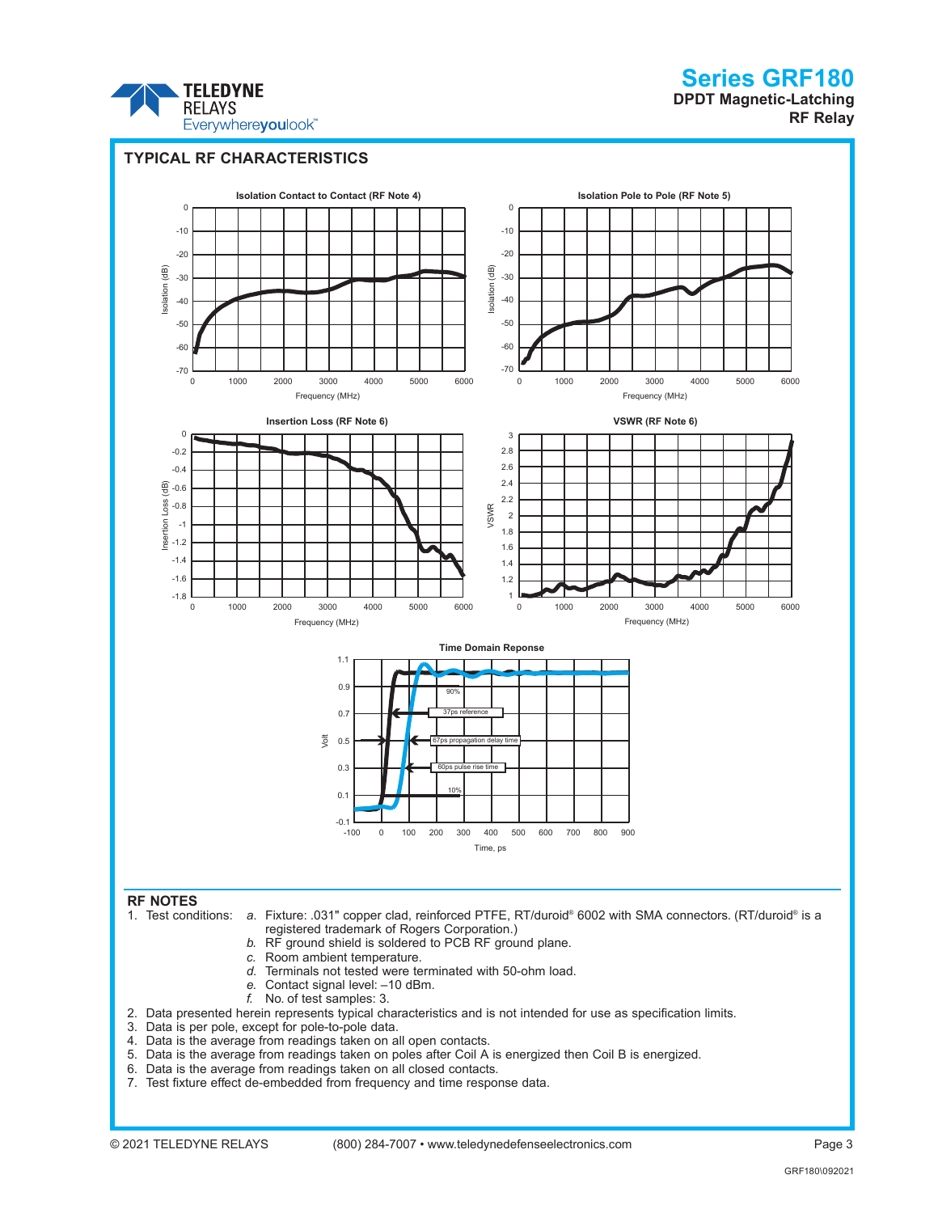## TYPICAL RF CHARACTERISTICS

Isolation Contact to Contact (RF Note 4)

Isolation Pole to Pole (RF Note 5)

Insertion Loss (RF Note 6)

VSWR (RF Note 6)

Time Domain Reponse

## RF NOTES

1. Test conditions:
   - *a.* Fixture: .031" copper clad, reinforced PTFE, RT/duroid® 6002 with SMA connectors. (RT/duroid® is a registered trademark of Rogers Corporation.)
   - *b.* RF ground shield is soldered to PCB RF ground plane.
   - *c.* Room ambient temperature.
   - *d.* Terminals not tested were terminated with 50-ohm load.
   - *e.* Contact signal level: –10 dBm.
   - *f.* No. of test samples: 3.
2. Data presented herein represents typical characteristics and is not intended for use as specification limits.
3. Data is per pole, except for pole-to-pole data.
4. Data is the average from readings taken on all open contacts.
5. Data is the average from readings taken on poles after Coil A is energized then Coil B is energized.
6. Data is the average from readings taken on all closed contacts.
7. Test fixture effect de-embedded from frequency and time response data.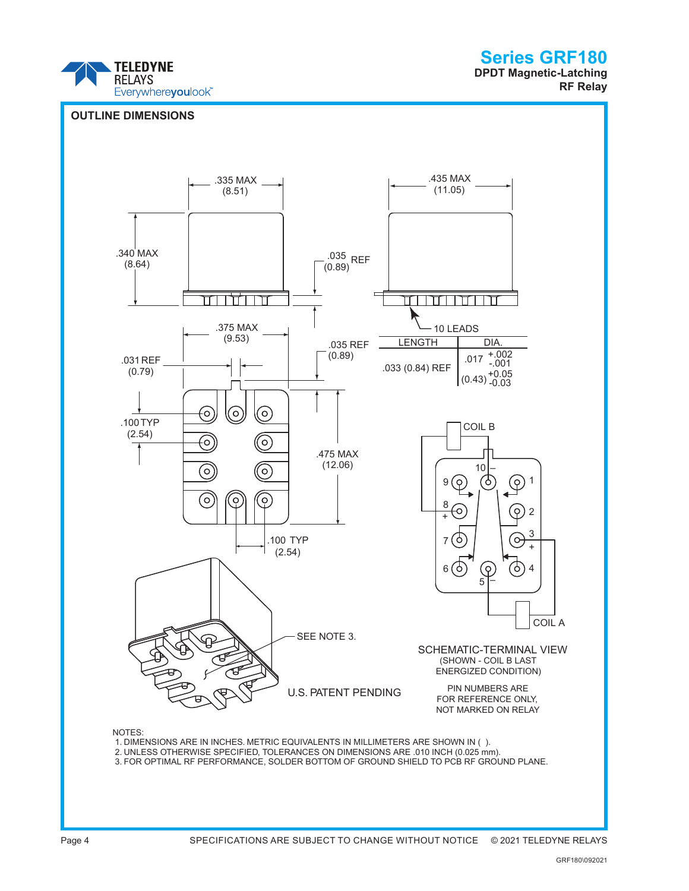## OUTLINE DIMENSIONS

.335 MAX
(8.51)

.435 MAX
(11.05)

.340 MAX
(8.64)

.035 REF
(0.89)

.375 MAX
(9.53)

10 LEADS

| LENGTH | DIA. |
|---|---|
| .033 (0.84) REF | .017 +.002 -.001 (0.43) +0.05 -0.03 |

.031 REF
(0.79)

.035 REF
(0.89)

.100 TYP
(2.54)

.475 MAX
(12.06)

.100 TYP
(2.54)

COIL B

COIL A

SEE NOTE 3.

U.S. PATENT PENDING

SCHEMATIC-TERMINAL VIEW
(SHOWN - COIL B LAST ENERGIZED CONDITION)

PIN NUMBERS ARE FOR REFERENCE ONLY, NOT MARKED ON RELAY

NOTES:
1. DIMENSIONS ARE IN INCHES. METRIC EQUIVALENTS IN MILLIMETERS ARE SHOWN IN ( ).
2. UNLESS OTHERWISE SPECIFIED, TOLERANCES ON DIMENSIONS ARE .010 INCH (0.025 mm).
3. FOR OPTIMAL RF PERFORMANCE, SOLDER BOTTOM OF GROUND SHIELD TO PCB RF GROUND PLANE.

SPECIFICATIONS ARE SUBJECT TO CHANGE WITHOUT NOTICE © 2021 TELEDYNE RELAYS

GRF180\092021